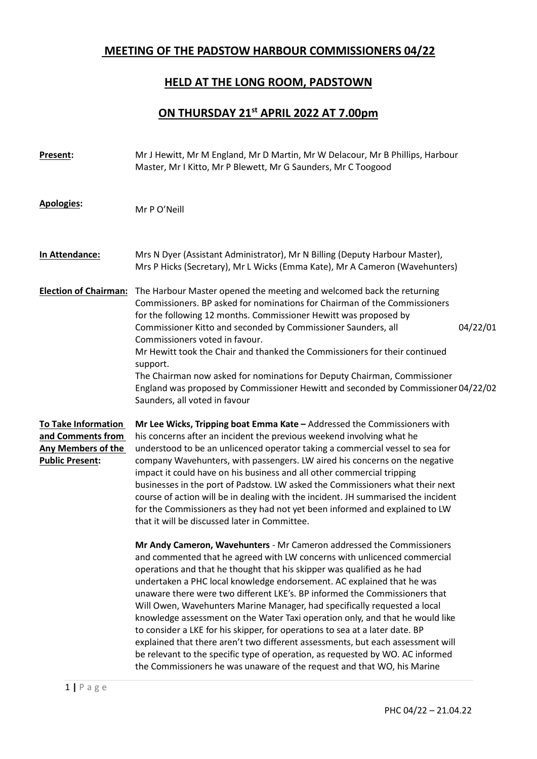# MEETING OF THE PADSTOW HARBOUR COMMISSIONERS 04/22

## HELD AT THE LONG ROOM, PADSTOWN

## ON THURSDAY 21st APRIL 2022 AT 7.00pm

**Present:** Mr J Hewitt, Mr M England, Mr D Martin, Mr W Delacour, Mr B Phillips, Harbour Master, Mr I Kitto, Mr P Blewett, Mr G Saunders, Mr C Toogood

**Apologies:** Mr P O'Neill

**In Attendance:** Mrs N Dyer (Assistant Administrator), Mr N Billing (Deputy Harbour Master), Mrs P Hicks (Secretary), Mr L Wicks (Emma Kate), Mr A Cameron (Wavehunters)

**Election of Chairman:** The Harbour Master opened the meeting and welcomed back the returning Commissioners. BP asked for nominations for Chairman of the Commissioners for the following 12 months. Commissioner Hewitt was proposed by Commissioner Kitto and seconded by Commissioner Saunders, all Commissioners voted in favour. 04/22/01

Mr Hewitt took the Chair and thanked the Commissioners for their continued support.

The Chairman now asked for nominations for Deputy Chairman, Commissioner England was proposed by Commissioner Hewitt and seconded by Commissioner Saunders, all voted in favour 04/22/02

**To Take Information and Comments from Any Members of the Public Present:**

**Mr Lee Wicks, Tripping boat Emma Kate –** Addressed the Commissioners with his concerns after an incident the previous weekend involving what he understood to be an unlicenced operator taking a commercial vessel to sea for company Wavehunters, with passengers. LW aired his concerns on the negative impact it could have on his business and all other commercial tripping businesses in the port of Padstow. LW asked the Commissioners what their next course of action will be in dealing with the incident. JH summarised the incident for the Commissioners as they had not yet been informed and explained to LW that it will be discussed later in Committee.

**Mr Andy Cameron, Wavehunters** - Mr Cameron addressed the Commissioners and commented that he agreed with LW concerns with unlicenced commercial operations and that he thought that his skipper was qualified as he had undertaken a PHC local knowledge endorsement. AC explained that he was unaware there were two different LKE's. BP informed the Commissioners that Will Owen, Wavehunters Marine Manager, had specifically requested a local knowledge assessment on the Water Taxi operation only, and that he would like to consider a LKE for his skipper, for operations to sea at a later date. BP explained that there aren't two different assessments, but each assessment will be relevant to the specific type of operation, as requested by WO. AC informed the Commissioners he was unaware of the request and that WO, his Marine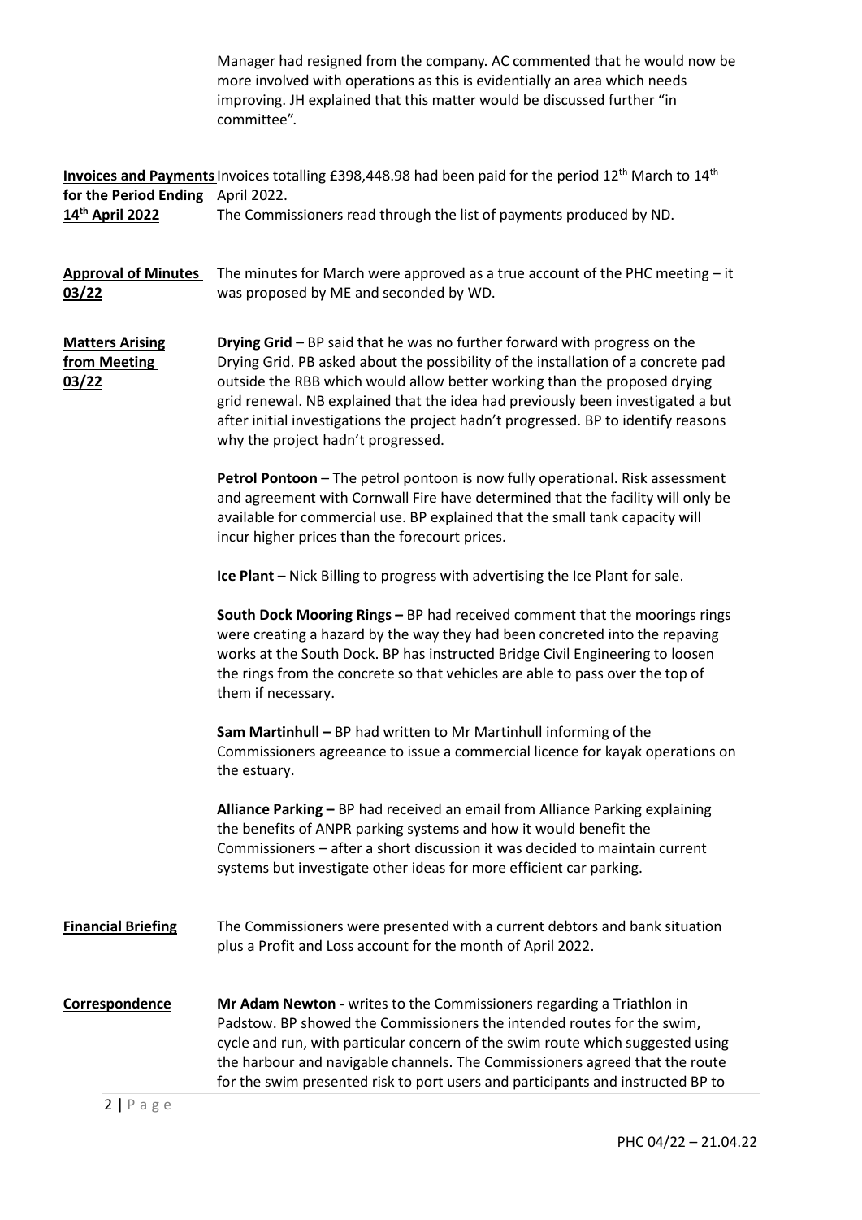Manager had resigned from the company. AC commented that he would now be more involved with operations as this is evidentially an area which needs improving. JH explained that this matter would be discussed further "in committee".

**Invoices and Payments for the Period Ending 14th April 2022**

Invoices totalling £398,448.98 had been paid for the period 12th March to 14th April 2022.
The Commissioners read through the list of payments produced by ND.

**Approval of Minutes 03/22**

The minutes for March were approved as a true account of the PHC meeting – it was proposed by ME and seconded by WD.

**Matters Arising from Meeting 03/22**

**Drying Grid** – BP said that he was no further forward with progress on the Drying Grid. PB asked about the possibility of the installation of a concrete pad outside the RBB which would allow better working than the proposed drying grid renewal. NB explained that the idea had previously been investigated a but after initial investigations the project hadn't progressed. BP to identify reasons why the project hadn't progressed.

**Petrol Pontoon** – The petrol pontoon is now fully operational. Risk assessment and agreement with Cornwall Fire have determined that the facility will only be available for commercial use. BP explained that the small tank capacity will incur higher prices than the forecourt prices.

**Ice Plant** – Nick Billing to progress with advertising the Ice Plant for sale.

**South Dock Mooring Rings –** BP had received comment that the moorings rings were creating a hazard by the way they had been concreted into the repaving works at the South Dock. BP has instructed Bridge Civil Engineering to loosen the rings from the concrete so that vehicles are able to pass over the top of them if necessary.

**Sam Martinhull –** BP had written to Mr Martinhull informing of the Commissioners agreeance to issue a commercial licence for kayak operations on the estuary.

**Alliance Parking –** BP had received an email from Alliance Parking explaining the benefits of ANPR parking systems and how it would benefit the Commissioners – after a short discussion it was decided to maintain current systems but investigate other ideas for more efficient car parking.

**Financial Briefing**

The Commissioners were presented with a current debtors and bank situation plus a Profit and Loss account for the month of April 2022.

**Correspondence**

**Mr Adam Newton -** writes to the Commissioners regarding a Triathlon in Padstow. BP showed the Commissioners the intended routes for the swim, cycle and run, with particular concern of the swim route which suggested using the harbour and navigable channels. The Commissioners agreed that the route for the swim presented risk to port users and participants and instructed BP to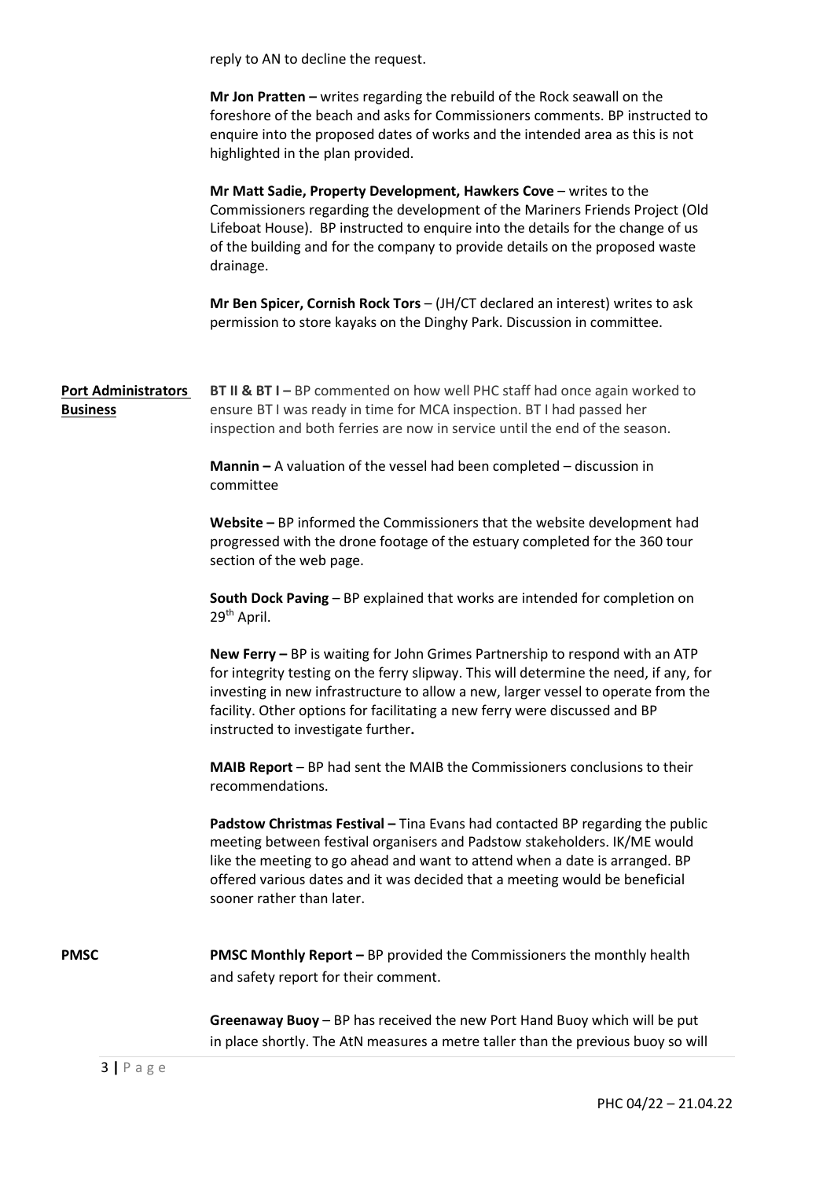reply to AN to decline the request.

**Mr Jon Pratten –** writes regarding the rebuild of the Rock seawall on the foreshore of the beach and asks for Commissioners comments. BP instructed to enquire into the proposed dates of works and the intended area as this is not highlighted in the plan provided.

**Mr Matt Sadie, Property Development, Hawkers Cove** – writes to the Commissioners regarding the development of the Mariners Friends Project (Old Lifeboat House). BP instructed to enquire into the details for the change of us of the building and for the company to provide details on the proposed waste drainage.

**Mr Ben Spicer, Cornish Rock Tors** – (JH/CT declared an interest) writes to ask permission to store kayaks on the Dinghy Park. Discussion in committee.

**Port Administrators Business**

**BT II & BT I –** BP commented on how well PHC staff had once again worked to ensure BT I was ready in time for MCA inspection. BT I had passed her inspection and both ferries are now in service until the end of the season.

**Mannin –** A valuation of the vessel had been completed – discussion in committee

**Website –** BP informed the Commissioners that the website development had progressed with the drone footage of the estuary completed for the 360 tour section of the web page.

**South Dock Paving** – BP explained that works are intended for completion on 29th April.

**New Ferry –** BP is waiting for John Grimes Partnership to respond with an ATP for integrity testing on the ferry slipway. This will determine the need, if any, for investing in new infrastructure to allow a new, larger vessel to operate from the facility. Other options for facilitating a new ferry were discussed and BP instructed to investigate further**.**

**MAIB Report** – BP had sent the MAIB the Commissioners conclusions to their recommendations.

**Padstow Christmas Festival –** Tina Evans had contacted BP regarding the public meeting between festival organisers and Padstow stakeholders. IK/ME would like the meeting to go ahead and want to attend when a date is arranged. BP offered various dates and it was decided that a meeting would be beneficial sooner rather than later.

**PMSC**

**PMSC Monthly Report –** BP provided the Commissioners the monthly health and safety report for their comment.

**Greenaway Buoy** – BP has received the new Port Hand Buoy which will be put in place shortly. The AtN measures a metre taller than the previous buoy so will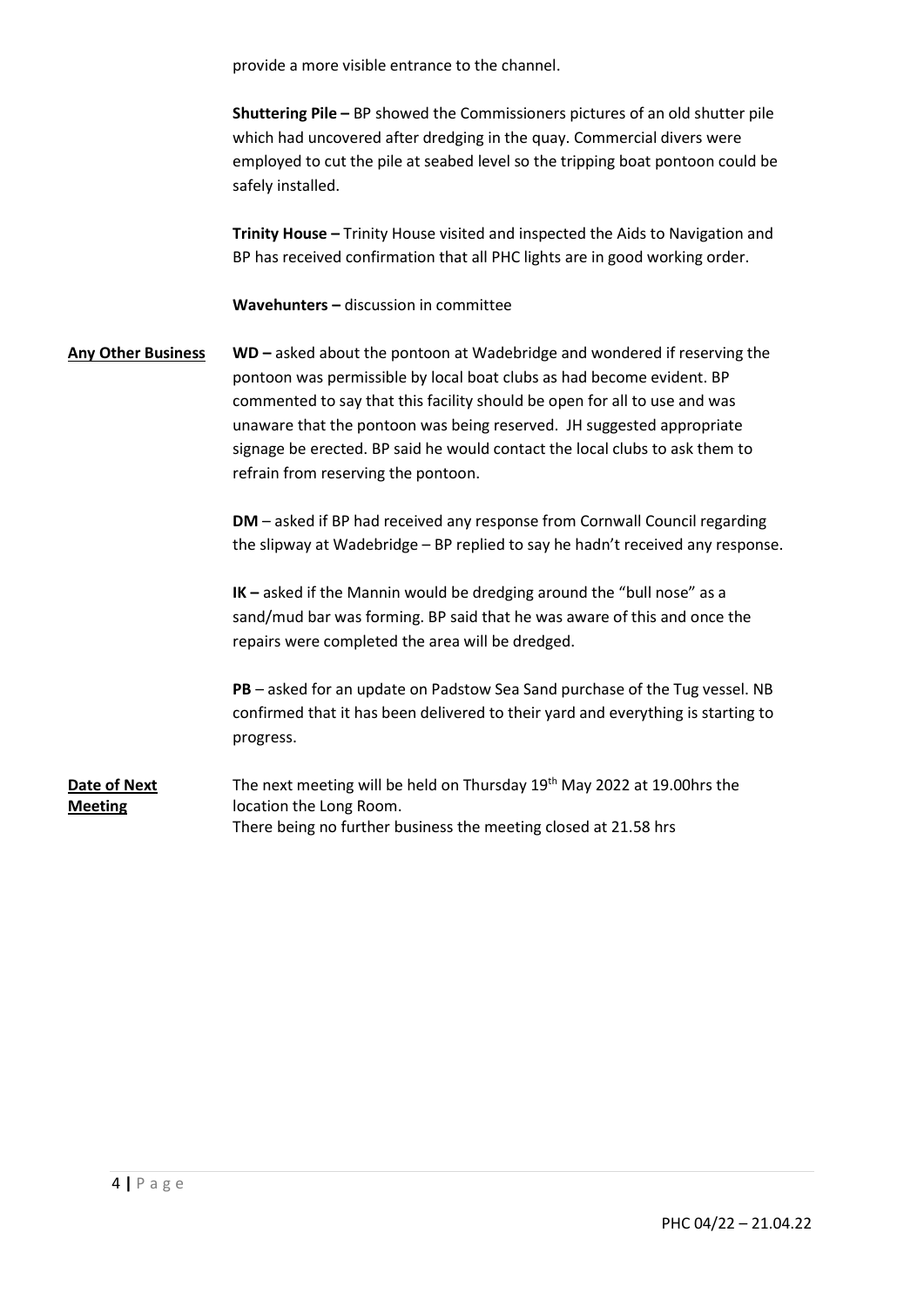provide a more visible entrance to the channel.

**Shuttering Pile –** BP showed the Commissioners pictures of an old shutter pile which had uncovered after dredging in the quay. Commercial divers were employed to cut the pile at seabed level so the tripping boat pontoon could be safely installed.

**Trinity House –** Trinity House visited and inspected the Aids to Navigation and BP has received confirmation that all PHC lights are in good working order.

**Wavehunters –** discussion in committee

**Any Other Business**

**WD –** asked about the pontoon at Wadebridge and wondered if reserving the pontoon was permissible by local boat clubs as had become evident. BP commented to say that this facility should be open for all to use and was unaware that the pontoon was being reserved. JH suggested appropriate signage be erected. BP said he would contact the local clubs to ask them to refrain from reserving the pontoon.

**DM** – asked if BP had received any response from Cornwall Council regarding the slipway at Wadebridge – BP replied to say he hadn't received any response.

**IK –** asked if the Mannin would be dredging around the "bull nose" as a sand/mud bar was forming. BP said that he was aware of this and once the repairs were completed the area will be dredged.

**PB** – asked for an update on Padstow Sea Sand purchase of the Tug vessel. NB confirmed that it has been delivered to their yard and everything is starting to progress.

**Date of Next Meeting**

The next meeting will be held on Thursday 19th May 2022 at 19.00hrs the location the Long Room.
There being no further business the meeting closed at 21.58 hrs

PHC 04/22 – 21.04.22